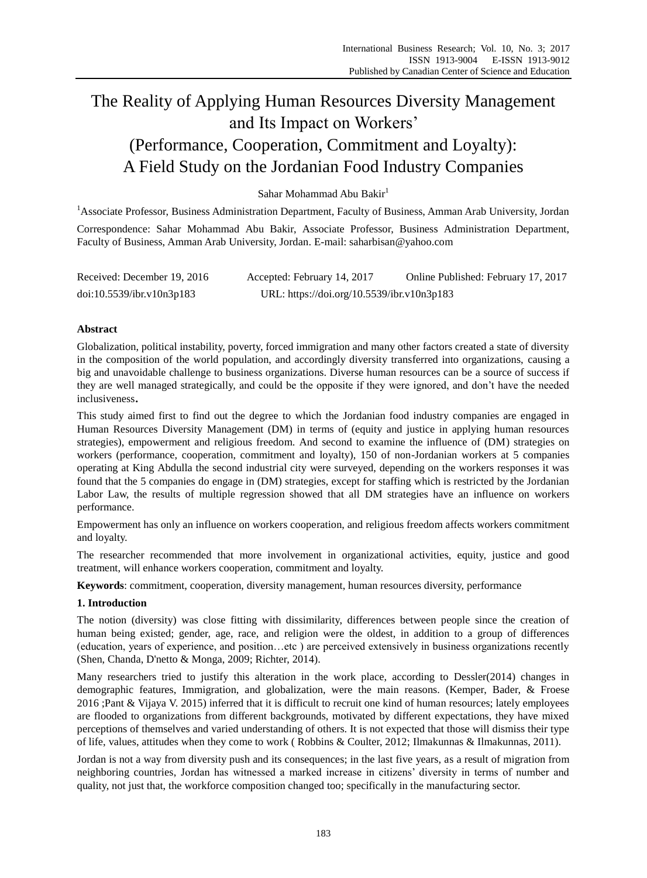# The Reality of Applying Human Resources Diversity Management and Its Impact on Workers' (Performance, Cooperation, Commitment and Loyalty): A Field Study on the Jordanian Food Industry Companies

Sahar Mohammad Abu Bakir[1]

[1]Associate Professor, Business Administration Department, Faculty of Business, Amman Arab University, Jordan

Correspondence: Sahar Mohammad Abu Bakir, Associate Professor, Business Administration Department, Faculty of Business, Amman Arab University, Jordan. E-mail: saharbisan@yahoo.com

Received: December 19, 2016 Accepted: February 14, 2017 Online Published: February 17, 2017

doi:10.5539/ibr.v10n3p183 URL: https://doi.org/10.5539/ibr.v10n3p183

## Abstract

Globalization, political instability, poverty, forced immigration and many other factors created a state of diversity in the composition of the world population, and accordingly diversity transferred into organizations, causing a big and unavoidable challenge to business organizations. Diverse human resources can be a source of success if they are well managed strategically, and could be the opposite if they were ignored, and don't have the needed inclusiveness.

This study aimed first to find out the degree to which the Jordanian food industry companies are engaged in Human Resources Diversity Management (DM) in terms of (equity and justice in applying human resources strategies), empowerment and religious freedom. And second to examine the influence of (DM) strategies on workers (performance, cooperation, commitment and loyalty), 150 of non-Jordanian workers at 5 companies operating at King Abdulla the second industrial city were surveyed, depending on the workers responses it was found that the 5 companies do engage in (DM) strategies, except for staffing which is restricted by the Jordanian Labor Law, the results of multiple regression showed that all DM strategies have an influence on workers performance.

Empowerment has only an influence on workers cooperation, and religious freedom affects workers commitment and loyalty.

The researcher recommended that more involvement in organizational activities, equity, justice and good treatment, will enhance workers cooperation, commitment and loyalty.

**Keywords**: commitment, cooperation, diversity management, human resources diversity, performance

## 1. Introduction

The notion (diversity) was close fitting with dissimilarity, differences between people since the creation of human being existed; gender, age, race, and religion were the oldest, in addition to a group of differences (education, years of experience, and position…etc ) are perceived extensively in business organizations recently (Shen, Chanda, D'netto & Monga, 2009; Richter, 2014).

Many researchers tried to justify this alteration in the work place, according to Dessler(2014) changes in demographic features, Immigration, and globalization, were the main reasons. (Kemper, Bader, & Froese 2016 ;Pant & Vijaya V. 2015) inferred that it is difficult to recruit one kind of human resources; lately employees are flooded to organizations from different backgrounds, motivated by different expectations, they have mixed perceptions of themselves and varied understanding of others. It is not expected that those will dismiss their type of life, values, attitudes when they come to work ( Robbins & Coulter, 2012; Ilmakunnas & Ilmakunnas, 2011).

Jordan is not a way from diversity push and its consequences; in the last five years, as a result of migration from neighboring countries, Jordan has witnessed a marked increase in citizens' diversity in terms of number and quality, not just that, the workforce composition changed too; specifically in the manufacturing sector.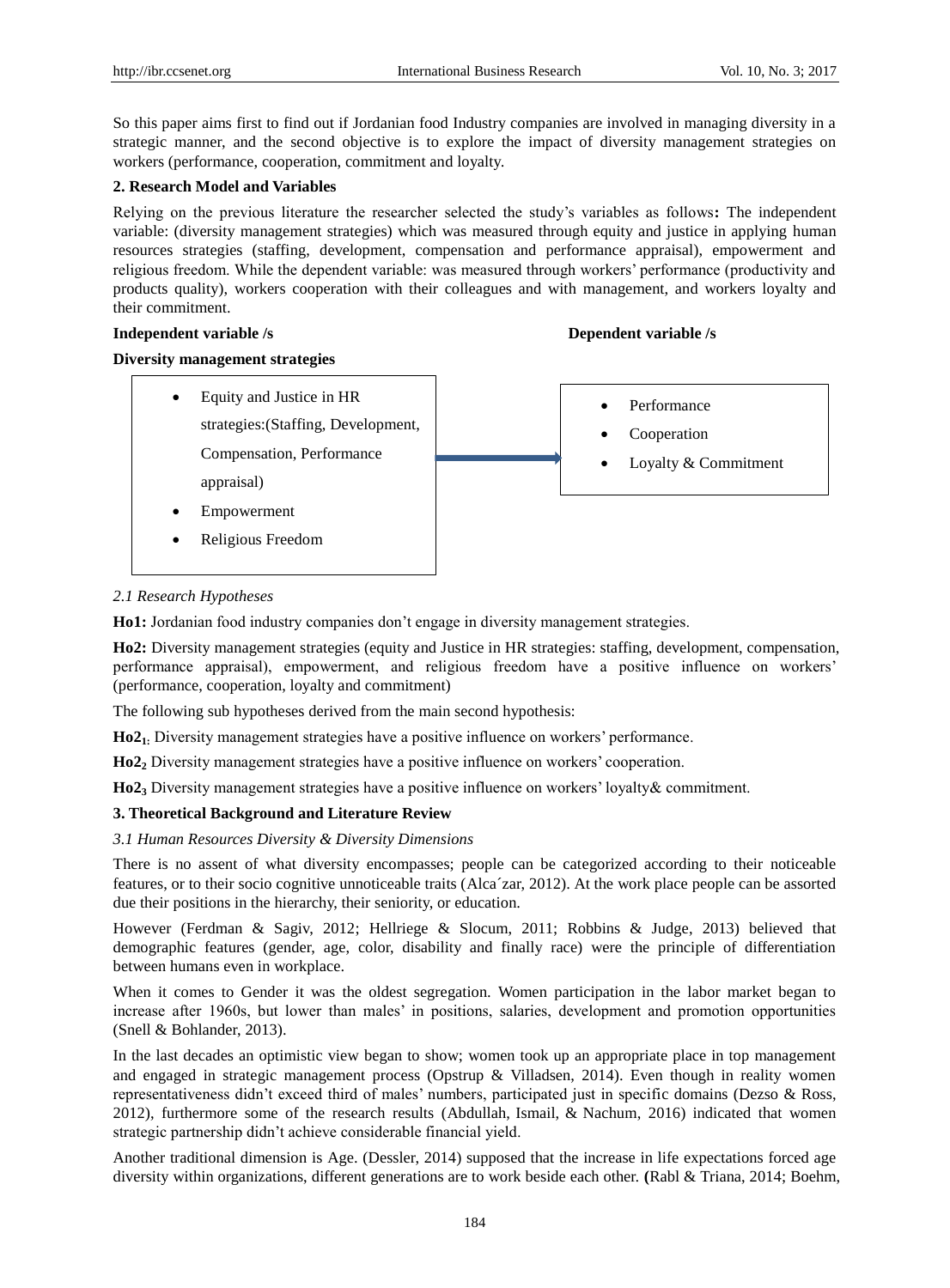So this paper aims first to find out if Jordanian food Industry companies are involved in managing diversity in a strategic manner, and the second objective is to explore the impact of diversity management strategies on workers (performance, cooperation, commitment and loyalty.

## 2. Research Model and Variables

Relying on the previous literature the researcher selected the study's variables as follows**:** The independent variable: (diversity management strategies) which was measured through equity and justice in applying human resources strategies (staffing, development, compensation and performance appraisal), empowerment and religious freedom. While the dependent variable: was measured through workers' performance (productivity and products quality), workers cooperation with their colleagues and with management, and workers loyalty and their commitment.

**Independent variable /s** **Dependent variable /s**

**Diversity management strategies**

- Equity and Justice in HR strategies:(Staffing, Development, Compensation, Performance appraisal)
- Empowerment
- Religious Freedom

→

- Performance
- Cooperation
- Loyalty & Commitment

### *2.1 Research Hypotheses*

**Ho1:** Jordanian food industry companies don't engage in diversity management strategies.

**Ho2:** Diversity management strategies (equity and Justice in HR strategies: staffing, development, compensation, performance appraisal), empowerment, and religious freedom have a positive influence on workers' (performance, cooperation, loyalty and commitment)

The following sub hypotheses derived from the main second hypothesis:

**Ho2$_{1:}$** Diversity management strategies have a positive influence on workers' performance.

**Ho2$_2$** Diversity management strategies have a positive influence on workers' cooperation.

**Ho2$_3$** Diversity management strategies have a positive influence on workers' loyalty& commitment.

## 3. Theoretical Background and Literature Review

### *3.1 Human Resources Diversity & Diversity Dimensions*

There is no assent of what diversity encompasses; people can be categorized according to their noticeable features, or to their socio cognitive unnoticeable traits (Alca´zar, 2012). At the work place people can be assorted due their positions in the hierarchy, their seniority, or education.

However (Ferdman & Sagiv, 2012; Hellriege & Slocum, 2011; Robbins & Judge, 2013) believed that demographic features (gender, age, color, disability and finally race) were the principle of differentiation between humans even in workplace.

When it comes to Gender it was the oldest segregation. Women participation in the labor market began to increase after 1960s, but lower than males' in positions, salaries, development and promotion opportunities (Snell & Bohlander, 2013).

In the last decades an optimistic view began to show; women took up an appropriate place in top management and engaged in strategic management process (Opstrup & Villadsen, 2014). Even though in reality women representativeness didn't exceed third of males' numbers, participated just in specific domains (Dezso & Ross, 2012), furthermore some of the research results (Abdullah, Ismail, & Nachum, 2016) indicated that women strategic partnership didn't achieve considerable financial yield.

Another traditional dimension is Age. (Dessler, 2014) supposed that the increase in life expectations forced age diversity within organizations, different generations are to work beside each other. **(**Rabl & Triana, 2014; Boehm,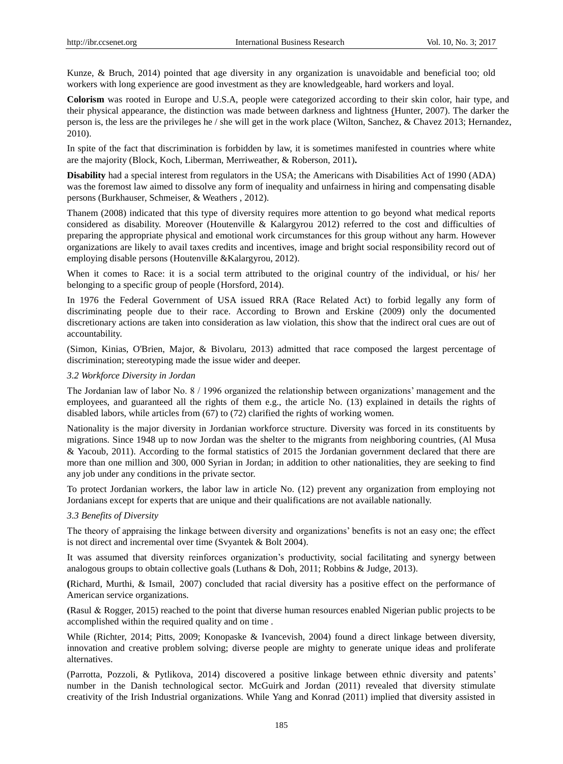Kunze, & Bruch, 2014) pointed that age diversity in any organization is unavoidable and beneficial too; old workers with long experience are good investment as they are knowledgeable, hard workers and loyal.

**Colorism** was rooted in Europe and U.S.A, people were categorized according to their skin color, hair type, and their physical appearance, the distinction was made between darkness and lightness (Hunter, 2007). The darker the person is, the less are the privileges he / she will get in the work place (Wilton, Sanchez, & Chavez 2013; Hernandez, 2010).

In spite of the fact that discrimination is forbidden by law, it is sometimes manifested in countries where white are the majority (Block, Koch, Liberman, Merriweather, & Roberson, 2011)**.**

**Disability** had a special interest from regulators in the USA; the Americans with Disabilities Act of 1990 (ADA) was the foremost law aimed to dissolve any form of inequality and unfairness in hiring and compensating disable persons (Burkhauser, Schmeiser, & Weathers , 2012).

Thanem (2008) indicated that this type of diversity requires more attention to go beyond what medical reports considered as disability. Moreover (Houtenville & Kalargyrou 2012) referred to the cost and difficulties of preparing the appropriate physical and emotional work circumstances for this group without any harm. However organizations are likely to avail taxes credits and incentives, image and bright social responsibility record out of employing disable persons (Houtenville &Kalargyrou, 2012).

When it comes to Race: it is a social term attributed to the original country of the individual, or his/ her belonging to a specific group of people (Horsford, 2014).

In 1976 the Federal Government of USA issued RRA (Race Related Act) to forbid legally any form of discriminating people due to their race. According to Brown and Erskine (2009) only the documented discretionary actions are taken into consideration as law violation, this show that the indirect oral cues are out of accountability.

(Simon, Kinias, O'Brien, Major, & Bivolaru, 2013) admitted that race composed the largest percentage of discrimination; stereotyping made the issue wider and deeper.

### *3.2 Workforce Diversity in Jordan*

The Jordanian law of labor No. 8 / 1996 organized the relationship between organizations' management and the employees, and guaranteed all the rights of them e.g., the article No. (13) explained in details the rights of disabled labors, while articles from (67) to (72) clarified the rights of working women.

Nationality is the major diversity in Jordanian workforce structure. Diversity was forced in its constituents by migrations. Since 1948 up to now Jordan was the shelter to the migrants from neighboring countries, (Al Musa & Yacoub, 2011). According to the formal statistics of 2015 the Jordanian government declared that there are more than one million and 300, 000 Syrian in Jordan; in addition to other nationalities, they are seeking to find any job under any conditions in the private sector.

To protect Jordanian workers, the labor law in article No. (12) prevent any organization from employing not Jordanians except for experts that are unique and their qualifications are not available nationally.

### *3.3 Benefits of Diversity*

The theory of appraising the linkage between diversity and organizations' benefits is not an easy one; the effect is not direct and incremental over time (Svyantek & Bolt 2004).

It was assumed that diversity reinforces organization's productivity, social facilitating and synergy between analogous groups to obtain collective goals (Luthans & Doh, 2011; Robbins & Judge, 2013).

**(**Richard, Murthi, & Ismail, 2007) concluded that racial diversity has a positive effect on the performance of American service organizations.

**(**Rasul & Rogger, 2015) reached to the point that diverse human resources enabled Nigerian public projects to be accomplished within the required quality and on time .

While (Richter, 2014; Pitts, 2009; Konopaske & Ivancevish, 2004) found a direct linkage between diversity, innovation and creative problem solving; diverse people are mighty to generate unique ideas and proliferate alternatives.

(Parrotta, Pozzoli, & Pytlikova, 2014) discovered a positive linkage between ethnic diversity and patents' number in the Danish technological sector. McGuirk and Jordan (2011) revealed that diversity stimulate creativity of the Irish Industrial organizations. While Yang and Konrad (2011) implied that diversity assisted in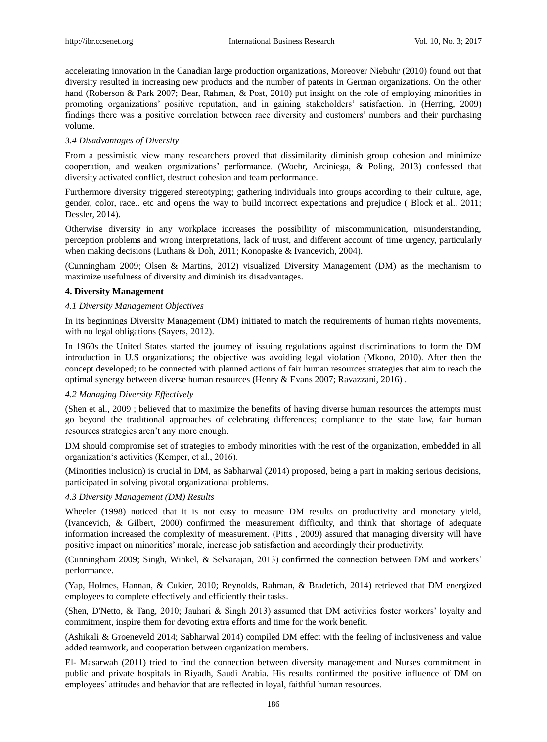accelerating innovation in the Canadian large production organizations, Moreover Niebuhr (2010) found out that diversity resulted in increasing new products and the number of patents in German organizations. On the other hand (Roberson & Park 2007; Bear, Rahman, & Post, 2010) put insight on the role of employing minorities in promoting organizations' positive reputation, and in gaining stakeholders' satisfaction. In (Herring, 2009) findings there was a positive correlation between race diversity and customers' numbers and their purchasing volume.

### *3.4 Disadvantages of Diversity*

From a pessimistic view many researchers proved that dissimilarity diminish group cohesion and minimize cooperation, and weaken organizations' performance. (Woehr, Arciniega, & Poling, 2013) confessed that diversity activated conflict, destruct cohesion and team performance.

Furthermore diversity triggered stereotyping; gathering individuals into groups according to their culture, age, gender, color, race.. etc and opens the way to build incorrect expectations and prejudice ( Block et al., 2011; Dessler, 2014).

Otherwise diversity in any workplace increases the possibility of miscommunication, misunderstanding, perception problems and wrong interpretations, lack of trust, and different account of time urgency, particularly when making decisions (Luthans & Doh, 2011; Konopaske & Ivancevich, 2004).

(Cunningham 2009; Olsen & Martins, 2012) visualized Diversity Management (DM) as the mechanism to maximize usefulness of diversity and diminish its disadvantages.

## **4. Diversity Management**

### *4.1 Diversity Management Objectives*

In its beginnings Diversity Management (DM) initiated to match the requirements of human rights movements, with no legal obligations (Sayers, 2012).

In 1960s the United States started the journey of issuing regulations against discriminations to form the DM introduction in U.S organizations; the objective was avoiding legal violation (Mkono, 2010). After then the concept developed; to be connected with planned actions of fair human resources strategies that aim to reach the optimal synergy between diverse human resources (Henry & Evans 2007; Ravazzani, 2016) .

### *4.2 Managing Diversity Effectively*

(Shen et al., 2009 ; believed that to maximize the benefits of having diverse human resources the attempts must go beyond the traditional approaches of celebrating differences; compliance to the state law, fair human resources strategies aren't any more enough.

DM should compromise set of strategies to embody minorities with the rest of the organization, embedded in all organization's activities (Kemper, et al., 2016).

(Minorities inclusion) is crucial in DM, as Sabharwal (2014) proposed, being a part in making serious decisions, participated in solving pivotal organizational problems.

### *4.3 Diversity Management (DM) Results*

Wheeler (1998) noticed that it is not easy to measure DM results on productivity and monetary yield, (Ivancevich, & Gilbert, 2000) confirmed the measurement difficulty, and think that shortage of adequate information increased the complexity of measurement. (Pitts , 2009) assured that managing diversity will have positive impact on minorities' morale, increase job satisfaction and accordingly their productivity.

(Cunningham 2009; Singh, Winkel, & Selvarajan, 2013) confirmed the connection between DM and workers' performance.

(Yap, Holmes, Hannan, & Cukier, 2010; Reynolds, Rahman, & Bradetich, 2014) retrieved that DM energized employees to complete effectively and efficiently their tasks.

(Shen, D'Netto, & Tang, 2010; Jauhari & Singh 2013) assumed that DM activities foster workers' loyalty and commitment, inspire them for devoting extra efforts and time for the work benefit.

(Ashikali & Groeneveld 2014; Sabharwal 2014) compiled DM effect with the feeling of inclusiveness and value added teamwork, and cooperation between organization members.

El- Masarwah (2011) tried to find the connection between diversity management and Nurses commitment in public and private hospitals in Riyadh, Saudi Arabia. His results confirmed the positive influence of DM on employees' attitudes and behavior that are reflected in loyal, faithful human resources.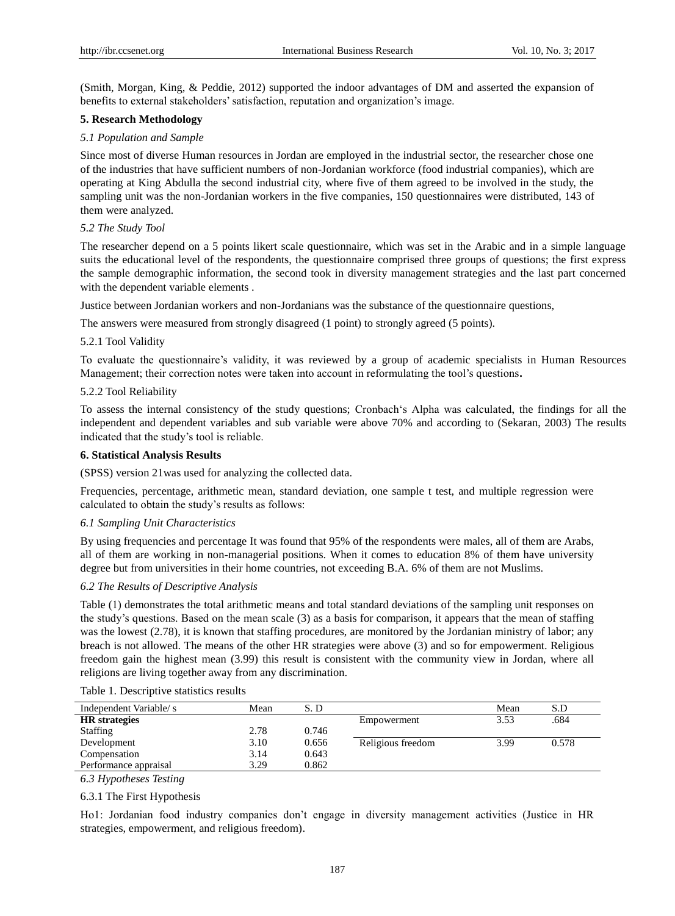(Smith, Morgan, King, & Peddie, 2012) supported the indoor advantages of DM and asserted the expansion of benefits to external stakeholders' satisfaction, reputation and organization's image.

## 5. Research Methodology

### 5.1 Population and Sample

Since most of diverse Human resources in Jordan are employed in the industrial sector, the researcher chose one of the industries that have sufficient numbers of non-Jordanian workforce (food industrial companies), which are operating at King Abdulla the second industrial city, where five of them agreed to be involved in the study, the sampling unit was the non-Jordanian workers in the five companies, 150 questionnaires were distributed, 143 of them were analyzed.

### 5.2 The Study Tool

The researcher depend on a 5 points likert scale questionnaire, which was set in the Arabic and in a simple language suits the educational level of the respondents, the questionnaire comprised three groups of questions; the first express the sample demographic information, the second took in diversity management strategies and the last part concerned with the dependent variable elements .

Justice between Jordanian workers and non-Jordanians was the substance of the questionnaire questions,

The answers were measured from strongly disagreed (1 point) to strongly agreed (5 points).

#### 5.2.1 Tool Validity

To evaluate the questionnaire's validity, it was reviewed by a group of academic specialists in Human Resources Management; their correction notes were taken into account in reformulating the tool's questions.

#### 5.2.2 Tool Reliability

To assess the internal consistency of the study questions; Cronbach's Alpha was calculated, the findings for all the independent and dependent variables and sub variable were above 70% and according to (Sekaran, 2003) The results indicated that the study's tool is reliable.

## 6. Statistical Analysis Results

(SPSS) version 21was used for analyzing the collected data.

Frequencies, percentage, arithmetic mean, standard deviation, one sample t test, and multiple regression were calculated to obtain the study's results as follows:

### 6.1 Sampling Unit Characteristics

By using frequencies and percentage It was found that 95% of the respondents were males, all of them are Arabs, all of them are working in non-managerial positions. When it comes to education 8% of them have university degree but from universities in their home countries, not exceeding B.A. 6% of them are not Muslims.

### 6.2 The Results of Descriptive Analysis

Table (1) demonstrates the total arithmetic means and total standard deviations of the sampling unit responses on the study's questions. Based on the mean scale (3) as a basis for comparison, it appears that the mean of staffing was the lowest (2.78), it is known that staffing procedures, are monitored by the Jordanian ministry of labor; any breach is not allowed. The means of the other HR strategies were above (3) and so for empowerment. Religious freedom gain the highest mean (3.99) this result is consistent with the community view in Jordan, where all religions are living together away from any discrimination.

Table 1. Descriptive statistics results

| Independent Variable/ s | Mean | S. D | | Mean | S.D |
|---|---|---|---|---|---|
| **HR strategies** | | | Empowerment | 3.53 | .684 |
| Staffing | 2.78 | 0.746 | | | |
| Development | 3.10 | 0.656 | Religious freedom | 3.99 | 0.578 |
| Compensation | 3.14 | 0.643 | | | |
| Performance appraisal | 3.29 | 0.862 | | | |

### 6.3 Hypotheses Testing

#### 6.3.1 The First Hypothesis

Ho1: Jordanian food industry companies don't engage in diversity management activities (Justice in HR strategies, empowerment, and religious freedom).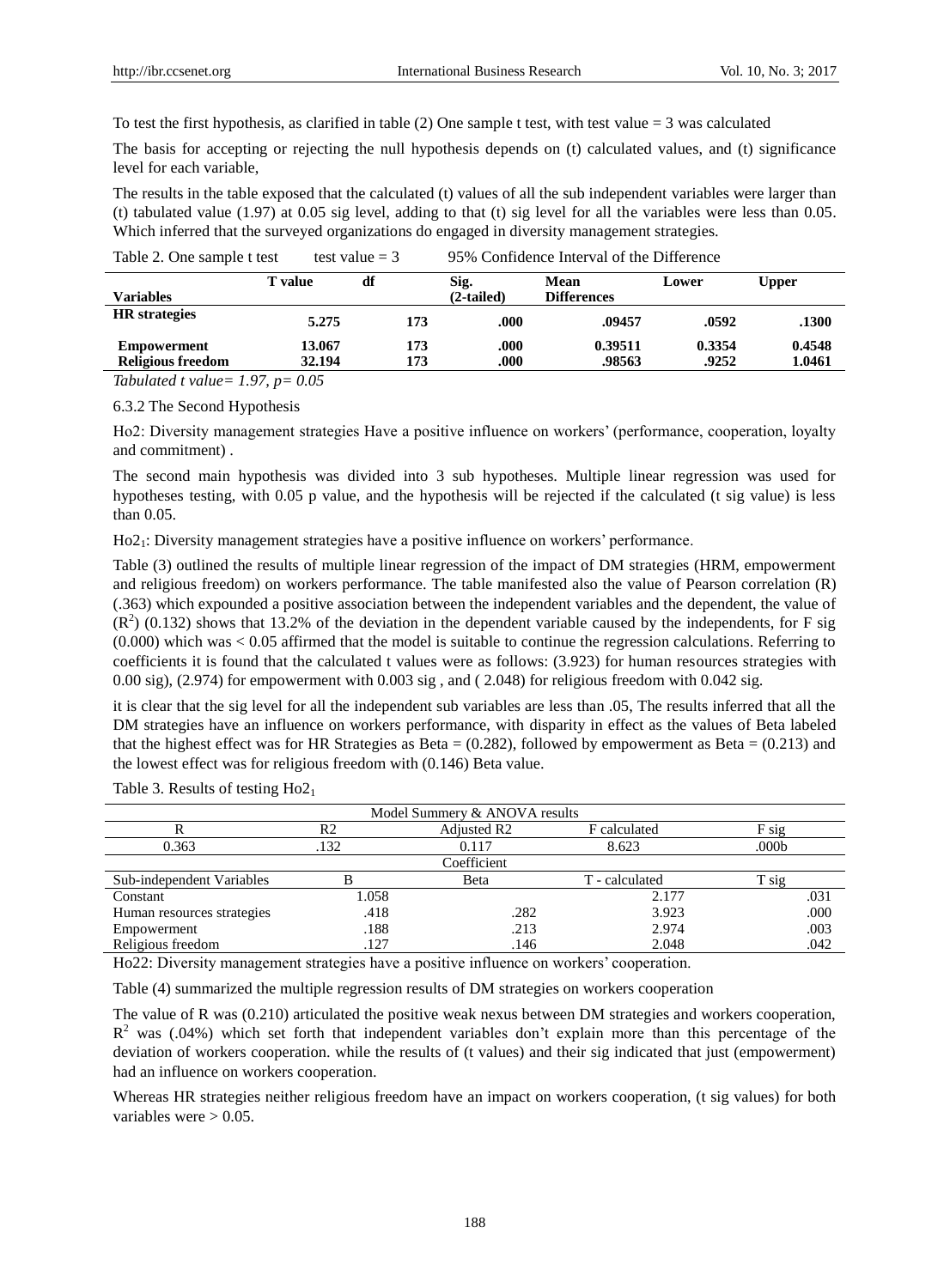To test the first hypothesis, as clarified in table (2) One sample t test, with test value = 3 was calculated

The basis for accepting or rejecting the null hypothesis depends on (t) calculated values, and (t) significance level for each variable,

The results in the table exposed that the calculated (t) values of all the sub independent variables were larger than (t) tabulated value (1.97) at 0.05 sig level, adding to that (t) sig level for all the variables were less than 0.05. Which inferred that the surveyed organizations do engaged in diversity management strategies.

Table 2. One sample t test test value = 3 95% Confidence Interval of the Difference

| Variables | T value | df | Sig. (2-tailed) | Mean Differences | Lower | Upper |
|---|---|---|---|---|---|---|
| **HR strategies** | **5.275** | **173** | **.000** | **.09457** | **.0592** | **.1300** |
| **Empowerment** | **13.067** | **173** | **.000** | **0.39511** | **0.3354** | **0.4548** |
| **Religious freedom** | **32.194** | **173** | **.000** | **.98563** | **.9252** | **1.0461** |

*Tabulated t value= 1.97, p= 0.05*

6.3.2 The Second Hypothesis

Ho2: Diversity management strategies Have a positive influence on workers' (performance, cooperation, loyalty and commitment) .

The second main hypothesis was divided into 3 sub hypotheses. Multiple linear regression was used for hypotheses testing, with 0.05 p value, and the hypothesis will be rejected if the calculated (t sig value) is less than 0.05.

$Ho2_1$: Diversity management strategies have a positive influence on workers' performance.

Table (3) outlined the results of multiple linear regression of the impact of DM strategies (HRM, empowerment and religious freedom) on workers performance. The table manifested also the value of Pearson correlation (R) (.363) which expounded a positive association between the independent variables and the dependent, the value of ($R^2$) (0.132) shows that 13.2% of the deviation in the dependent variable caused by the independents, for F sig (0.000) which was < 0.05 affirmed that the model is suitable to continue the regression calculations. Referring to coefficients it is found that the calculated t values were as follows: (3.923) for human resources strategies with 0.00 sig), (2.974) for empowerment with 0.003 sig , and ( 2.048) for religious freedom with 0.042 sig.

it is clear that the sig level for all the independent sub variables are less than .05, The results inferred that all the DM strategies have an influence on workers performance, with disparity in effect as the values of Beta labeled that the highest effect was for HR Strategies as Beta = (0.282), followed by empowerment as Beta = (0.213) and the lowest effect was for religious freedom with (0.146) Beta value.

Table 3. Results of testing $Ho2_1$

| Model Summery & ANOVA results | | | | |
|---|---|---|---|---|
| R | R2 | Adjusted R2 | F calculated | F sig |
| 0.363 | .132 | 0.117 | 8.623 | .000b |
| Coefficient | | | | |
| Sub-independent Variables | B | Beta | T - calculated | T sig |
| Constant | 1.058 | | 2.177 | .031 |
| Human resources strategies | .418 | .282 | 3.923 | .000 |
| Empowerment | .188 | .213 | 2.974 | .003 |
| Religious freedom | .127 | .146 | 2.048 | .042 |

Ho22: Diversity management strategies have a positive influence on workers' cooperation.

Table (4) summarized the multiple regression results of DM strategies on workers cooperation

The value of R was (0.210) articulated the positive weak nexus between DM strategies and workers cooperation, $R^2$ was (.04%) which set forth that independent variables don't explain more than this percentage of the deviation of workers cooperation. while the results of (t values) and their sig indicated that just (empowerment) had an influence on workers cooperation.

Whereas HR strategies neither religious freedom have an impact on workers cooperation, (t sig values) for both variables were > 0.05.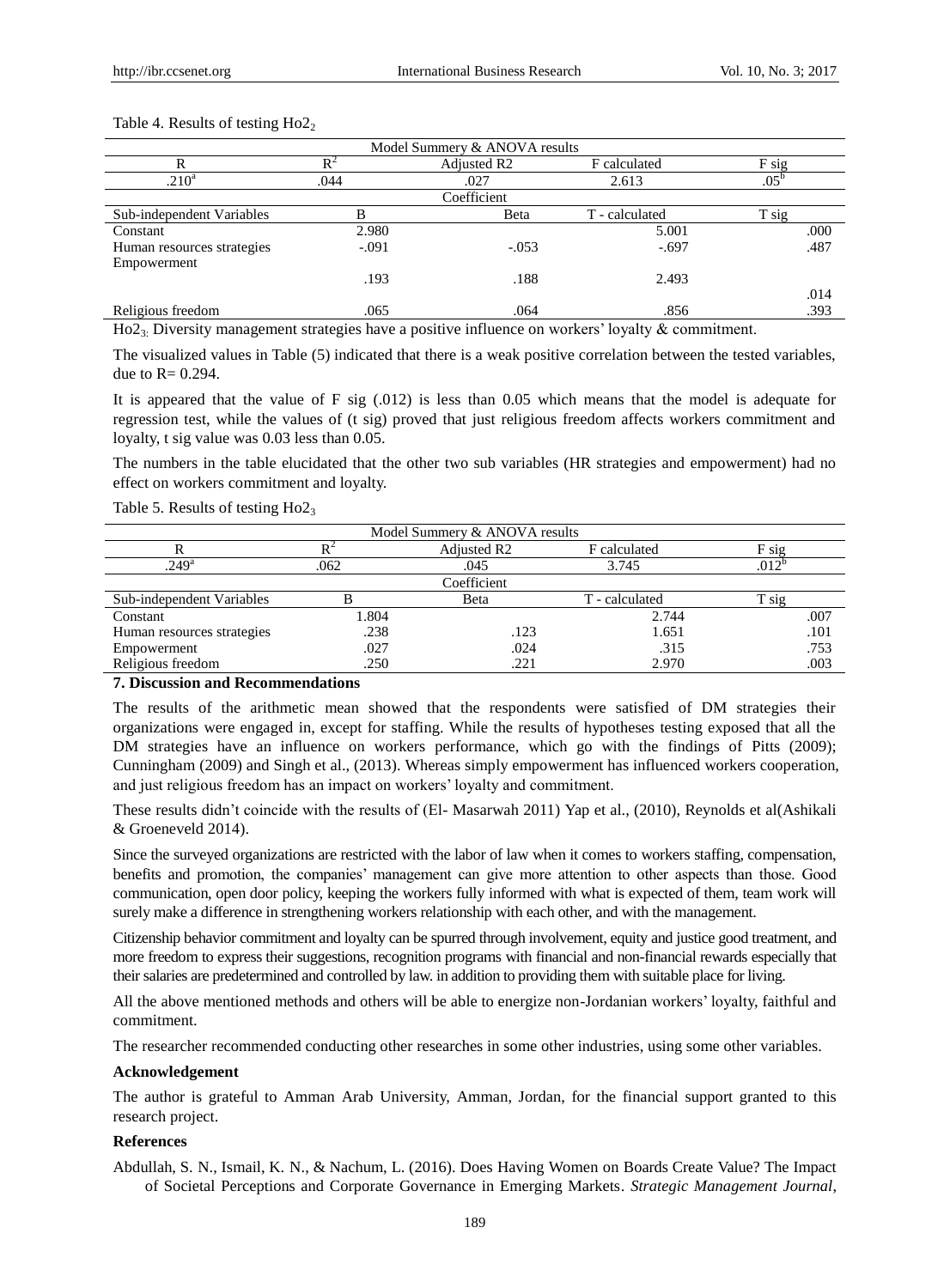Table 4. Results of testing $Ho2_2$

| Model Summery & ANOVA results | | | | |
|---|---|---|---|---|
| R | $R^2$ | Adjusted R2 | F calculated | F sig |
| .210[a] | .044 | .027 | 2.613 | .05[b] |
| Coefficient | | | | |
| Sub-independent Variables | B | Beta | T - calculated | T sig |
| Constant | 2.980 | | 5.001 | .000 |
| Human resources strategies | -.091 | -.053 | -.697 | .487 |
| Empowerment | .193 | .188 | 2.493 | .014 |
| Religious freedom | .065 | .064 | .856 | .393 |

$Ho2_3$: Diversity management strategies have a positive influence on workers' loyalty & commitment.

The visualized values in Table (5) indicated that there is a weak positive correlation between the tested variables, due to R= 0.294.

It is appeared that the value of F sig (.012) is less than 0.05 which means that the model is adequate for regression test, while the values of (t sig) proved that just religious freedom affects workers commitment and loyalty, t sig value was 0.03 less than 0.05.

The numbers in the table elucidated that the other two sub variables (HR strategies and empowerment) had no effect on workers commitment and loyalty.

Table 5. Results of testing $Ho2_3$

| Model Summery & ANOVA results | | | | |
|---|---|---|---|---|
| R | $R^2$ | Adjusted R2 | F calculated | F sig |
| .249[a] | .062 | .045 | 3.745 | .012[b] |
| Coefficient | | | | |
| Sub-independent Variables | B | Beta | T - calculated | T sig |
| Constant | 1.804 | | 2.744 | .007 |
| Human resources strategies | .238 | .123 | 1.651 | .101 |
| Empowerment | .027 | .024 | .315 | .753 |
| Religious freedom | .250 | .221 | 2.970 | .003 |

## 7. Discussion and Recommendations

The results of the arithmetic mean showed that the respondents were satisfied of DM strategies their organizations were engaged in, except for staffing. While the results of hypotheses testing exposed that all the DM strategies have an influence on workers performance, which go with the findings of Pitts (2009); Cunningham (2009) and Singh et al., (2013). Whereas simply empowerment has influenced workers cooperation, and just religious freedom has an impact on workers' loyalty and commitment.

These results didn't coincide with the results of (El- Masarwah 2011) Yap et al., (2010), Reynolds et al(Ashikali & Groeneveld 2014).

Since the surveyed organizations are restricted with the labor of law when it comes to workers staffing, compensation, benefits and promotion, the companies' management can give more attention to other aspects than those. Good communication, open door policy, keeping the workers fully informed with what is expected of them, team work will surely make a difference in strengthening workers relationship with each other, and with the management.

Citizenship behavior commitment and loyalty can be spurred through involvement, equity and justice good treatment, and more freedom to express their suggestions, recognition programs with financial and non-financial rewards especially that their salaries are predetermined and controlled by law. in addition to providing them with suitable place for living.

All the above mentioned methods and others will be able to energize non-Jordanian workers' loyalty, faithful and commitment.

The researcher recommended conducting other researches in some other industries, using some other variables.

### Acknowledgement

The author is grateful to Amman Arab University, Amman, Jordan, for the financial support granted to this research project.

### References

Abdullah, S. N., Ismail, K. N., & Nachum, L. (2016). Does Having Women on Boards Create Value? The Impact of Societal Perceptions and Corporate Governance in Emerging Markets. *Strategic Management Journal*,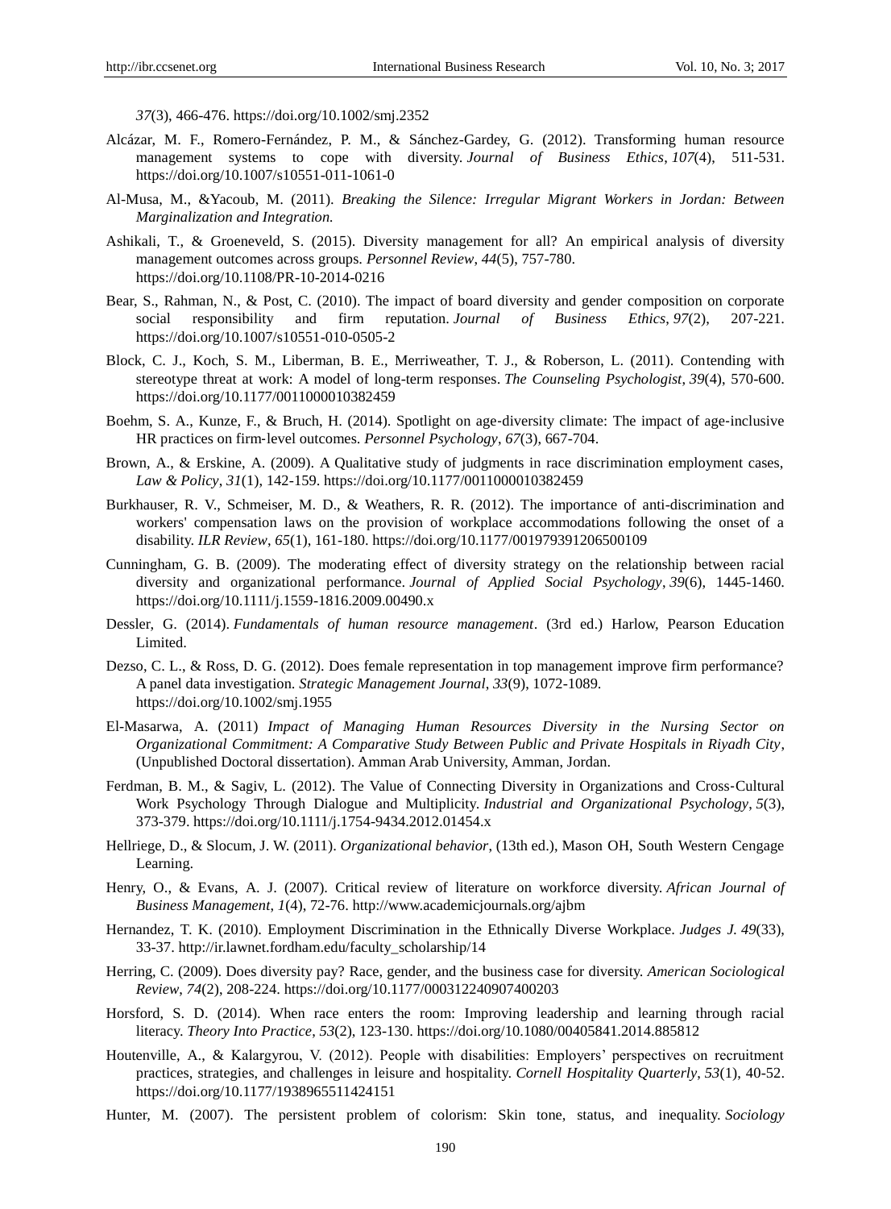*37*(3), 466-476. https://doi.org/10.1002/smj.2352

Alcázar, M. F., Romero-Fernández, P. M., & Sánchez-Gardey, G. (2012). Transforming human resource management systems to cope with diversity. *Journal of Business Ethics*, *107*(4), 511-531. https://doi.org/10.1007/s10551-011-1061-0

Al-Musa, M., &Yacoub, M. (2011). *Breaking the Silence: Irregular Migrant Workers in Jordan: Between Marginalization and Integration.*

Ashikali, T., & Groeneveld, S. (2015). Diversity management for all? An empirical analysis of diversity management outcomes across groups. *Personnel Review*, *44*(5), 757-780. https://doi.org/10.1108/PR-10-2014-0216

Bear, S., Rahman, N., & Post, C. (2010). The impact of board diversity and gender composition on corporate social responsibility and firm reputation. *Journal of Business Ethics*, *97*(2), 207-221. https://doi.org/10.1007/s10551-010-0505-2

Block, C. J., Koch, S. M., Liberman, B. E., Merriweather, T. J., & Roberson, L. (2011). Contending with stereotype threat at work: A model of long-term responses. *The Counseling Psychologist*, *39*(4), 570-600. https://doi.org/10.1177/0011000010382459

Boehm, S. A., Kunze, F., & Bruch, H. (2014). Spotlight on age‐diversity climate: The impact of age‐inclusive HR practices on firm‐level outcomes. *Personnel Psychology*, *67*(3), 667-704.

Brown, A., & Erskine, A. (2009). A Qualitative study of judgments in race discrimination employment cases, *Law & Policy*, *31*(1), 142-159. https://doi.org/10.1177/0011000010382459

Burkhauser, R. V., Schmeiser, M. D., & Weathers, R. R. (2012). The importance of anti-discrimination and workers' compensation laws on the provision of workplace accommodations following the onset of a disability. *ILR Review*, *65*(1), 161-180. https://doi.org/10.1177/001979391206500109

Cunningham, G. B. (2009). The moderating effect of diversity strategy on the relationship between racial diversity and organizational performance. *Journal of Applied Social Psychology*, *39*(6), 1445-1460. https://doi.org/10.1111/j.1559-1816.2009.00490.x

Dessler, G. (2014). *Fundamentals of human resource management*. (3rd ed.) Harlow, Pearson Education Limited.

Dezso, C. L., & Ross, D. G. (2012). Does female representation in top management improve firm performance? A panel data investigation. *Strategic Management Journal*, *33*(9), 1072-1089. https://doi.org/10.1002/smj.1955

El-Masarwa, A. (2011) *Impact of Managing Human Resources Diversity in the Nursing Sector on Organizational Commitment: A Comparative Study Between Public and Private Hospitals in Riyadh City*, (Unpublished Doctoral dissertation). Amman Arab University, Amman, Jordan.

Ferdman, B. M., & Sagiv, L. (2012). The Value of Connecting Diversity in Organizations and Cross‐Cultural Work Psychology Through Dialogue and Multiplicity. *Industrial and Organizational Psychology*, *5*(3), 373-379. https://doi.org/10.1111/j.1754-9434.2012.01454.x

Hellriege, D., & Slocum, J. W. (2011). *Organizational behavior*, (13th ed.), Mason OH, South Western Cengage Learning.

Henry, O., & Evans, A. J. (2007). Critical review of literature on workforce diversity. *African Journal of Business Management*, *1*(4), 72-76. http://www.academicjournals.org/ajbm

Hernandez, T. K. (2010). Employment Discrimination in the Ethnically Diverse Workplace. *Judges J. 49*(33), 33-37. http://ir.lawnet.fordham.edu/faculty_scholarship/14

Herring, C. (2009). Does diversity pay? Race, gender, and the business case for diversity. *American Sociological Review*, *74*(2), 208-224. https://doi.org/10.1177/000312240907400203

Horsford, S. D. (2014). When race enters the room: Improving leadership and learning through racial literacy. *Theory Into Practice*, *53*(2), 123-130. https://doi.org/10.1080/00405841.2014.885812

Houtenville, A., & Kalargyrou, V. (2012). People with disabilities: Employers' perspectives on recruitment practices, strategies, and challenges in leisure and hospitality. *Cornell Hospitality Quarterly*, *53*(1), 40-52. https://doi.org/10.1177/1938965511424151

Hunter, M. (2007). The persistent problem of colorism: Skin tone, status, and inequality. *Sociology*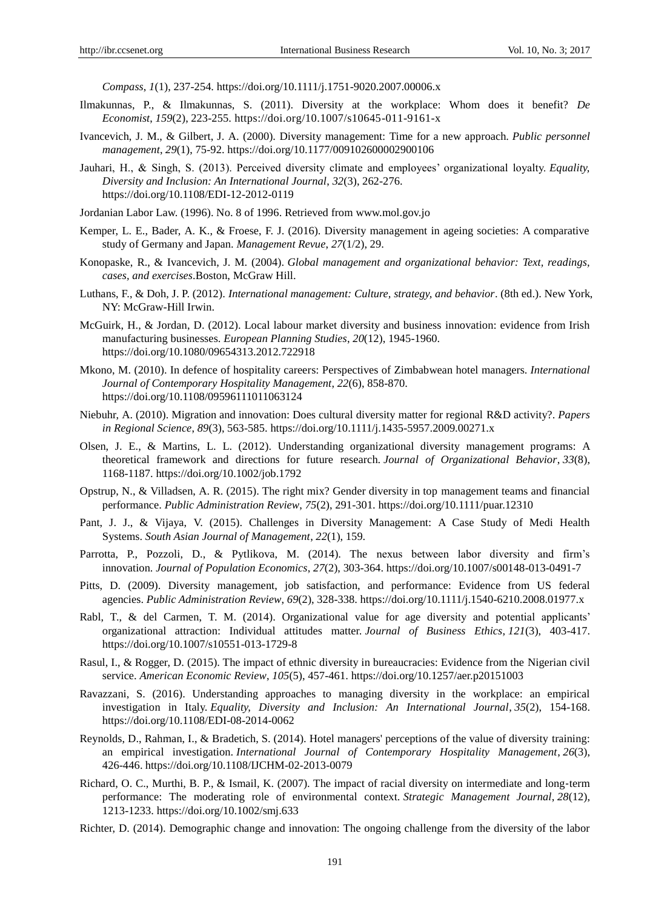*Compass*, *1*(1), 237-254. https://doi.org/10.1111/j.1751-9020.2007.00006.x

Ilmakunnas, P., & Ilmakunnas, S. (2011). Diversity at the workplace: Whom does it benefit? *De Economist*, *159*(2), 223-255. https://doi.org/10.1007/s10645-011-9161-x

Ivancevich, J. M., & Gilbert, J. A. (2000). Diversity management: Time for a new approach. *Public personnel management*, *29*(1), 75-92. https://doi.org/10.1177/009102600002900106

Jauhari, H., & Singh, S. (2013). Perceived diversity climate and employees' organizational loyalty. *Equality, Diversity and Inclusion: An International Journal*, *32*(3), 262-276. https://doi.org/10.1108/EDI-12-2012-0119

Jordanian Labor Law. (1996). No. 8 of 1996. Retrieved from www.mol.gov.jo

Kemper, L. E., Bader, A. K., & Froese, F. J. (2016). Diversity management in ageing societies: A comparative study of Germany and Japan. *Management Revue*, *27*(1/2), 29.

Konopaske, R., & Ivancevich, J. M. (2004). *Global management and organizational behavior: Text, readings, cases, and exercises*.Boston, McGraw Hill.

Luthans, F., & Doh, J. P. (2012). *International management: Culture, strategy, and behavior*. (8th ed.). New York, NY: McGraw-Hill Irwin.

McGuirk, H., & Jordan, D. (2012). Local labour market diversity and business innovation: evidence from Irish manufacturing businesses. *European Planning Studies*, *20*(12), 1945-1960. https://doi.org/10.1080/09654313.2012.722918

Mkono, M. (2010). In defence of hospitality careers: Perspectives of Zimbabwean hotel managers. *International Journal of Contemporary Hospitality Management*, *22*(6), 858-870. https://doi.org/10.1108/09596111011063124

Niebuhr, A. (2010). Migration and innovation: Does cultural diversity matter for regional R&D activity?. *Papers in Regional Science*, *89*(3), 563-585. https://doi.org/10.1111/j.1435-5957.2009.00271.x

Olsen, J. E., & Martins, L. L. (2012). Understanding organizational diversity management programs: A theoretical framework and directions for future research. *Journal of Organizational Behavior*, *33*(8), 1168-1187. https://doi.org/10.1002/job.1792

Opstrup, N., & Villadsen, A. R. (2015). The right mix? Gender diversity in top management teams and financial performance. *Public Administration Review*, *75*(2), 291-301. https://doi.org/10.1111/puar.12310

Pant, J. J., & Vijaya, V. (2015). Challenges in Diversity Management: A Case Study of Medi Health Systems. *South Asian Journal of Management*, *22*(1), 159.

Parrotta, P., Pozzoli, D., & Pytlikova, M. (2014). The nexus between labor diversity and firm's innovation. *Journal of Population Economics*, *27*(2), 303-364. https://doi.org/10.1007/s00148-013-0491-7

Pitts, D. (2009). Diversity management, job satisfaction, and performance: Evidence from US federal agencies. *Public Administration Review*, *69*(2), 328-338. https://doi.org/10.1111/j.1540-6210.2008.01977.x

Rabl, T., & del Carmen, T. M. (2014). Organizational value for age diversity and potential applicants' organizational attraction: Individual attitudes matter. *Journal of Business Ethics*, *121*(3), 403-417. https://doi.org/10.1007/s10551-013-1729-8

Rasul, I., & Rogger, D. (2015). The impact of ethnic diversity in bureaucracies: Evidence from the Nigerian civil service. *American Economic Review*, *105*(5), 457-461. https://doi.org/10.1257/aer.p20151003

Ravazzani, S. (2016). Understanding approaches to managing diversity in the workplace: an empirical investigation in Italy. *Equality, Diversity and Inclusion: An International Journal*, *35*(2), 154-168. https://doi.org/10.1108/EDI-08-2014-0062

Reynolds, D., Rahman, I., & Bradetich, S. (2014). Hotel managers' perceptions of the value of diversity training: an empirical investigation. *International Journal of Contemporary Hospitality Management*, *26*(3), 426-446. https://doi.org/10.1108/IJCHM-02-2013-0079

Richard, O. C., Murthi, B. P., & Ismail, K. (2007). The impact of racial diversity on intermediate and long-term performance: The moderating role of environmental context. *Strategic Management Journal*, *28*(12), 1213-1233. https://doi.org/10.1002/smj.633

Richter, D. (2014). Demographic change and innovation: The ongoing challenge from the diversity of the labor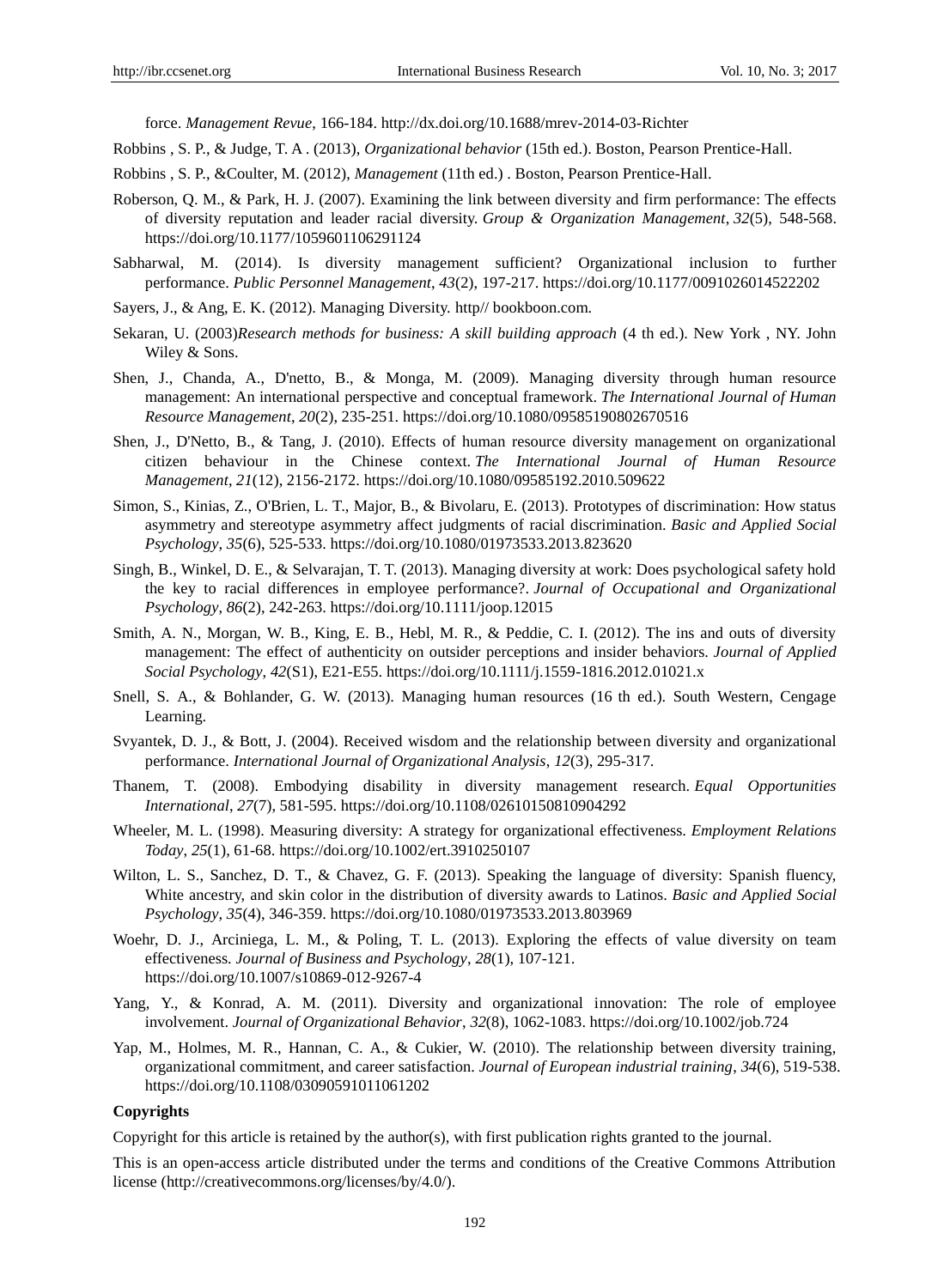force. *Management Revue*, 166-184. http://dx.doi.org/10.1688/mrev-2014-03-Richter

Robbins , S. P., & Judge, T. A . (2013), *Organizational behavior* (15th ed.). Boston, Pearson Prentice-Hall.

Robbins , S. P., &Coulter, M. (2012), *Management* (11th ed.) . Boston, Pearson Prentice-Hall.

Roberson, Q. M., & Park, H. J. (2007). Examining the link between diversity and firm performance: The effects of diversity reputation and leader racial diversity. *Group & Organization Management*, *32*(5), 548-568. https://doi.org/10.1177/1059601106291124

Sabharwal, M. (2014). Is diversity management sufficient? Organizational inclusion to further performance. *Public Personnel Management*, *43*(2), 197-217. https://doi.org/10.1177/0091026014522202

Sayers, J., & Ang, E. K. (2012). Managing Diversity. http// bookboon.com.

Sekaran, U. (2003)*Research methods for business: A skill building approach* (4 th ed.). New York , NY. John Wiley & Sons.

Shen, J., Chanda, A., D'netto, B., & Monga, M. (2009). Managing diversity through human resource management: An international perspective and conceptual framework. *The International Journal of Human Resource Management*, *20*(2), 235-251. https://doi.org/10.1080/09585190802670516

Shen, J., D'Netto, B., & Tang, J. (2010). Effects of human resource diversity management on organizational citizen behaviour in the Chinese context. *The International Journal of Human Resource Management*, *21*(12), 2156-2172. https://doi.org/10.1080/09585192.2010.509622

Simon, S., Kinias, Z., O'Brien, L. T., Major, B., & Bivolaru, E. (2013). Prototypes of discrimination: How status asymmetry and stereotype asymmetry affect judgments of racial discrimination. *Basic and Applied Social Psychology*, *35*(6), 525-533. https://doi.org/10.1080/01973533.2013.823620

Singh, B., Winkel, D. E., & Selvarajan, T. T. (2013). Managing diversity at work: Does psychological safety hold the key to racial differences in employee performance?. *Journal of Occupational and Organizational Psychology*, *86*(2), 242-263. https://doi.org/10.1111/joop.12015

Smith, A. N., Morgan, W. B., King, E. B., Hebl, M. R., & Peddie, C. I. (2012). The ins and outs of diversity management: The effect of authenticity on outsider perceptions and insider behaviors. *Journal of Applied Social Psychology*, *42*(S1), E21-E55. https://doi.org/10.1111/j.1559-1816.2012.01021.x

Snell, S. A., & Bohlander, G. W. (2013). Managing human resources (16 th ed.). South Western, Cengage Learning.

Svyantek, D. J., & Bott, J. (2004). Received wisdom and the relationship between diversity and organizational performance. *International Journal of Organizational Analysis*, *12*(3), 295-317.

Thanem, T. (2008). Embodying disability in diversity management research. *Equal Opportunities International*, *27*(7), 581-595. https://doi.org/10.1108/02610150810904292

Wheeler, M. L. (1998). Measuring diversity: A strategy for organizational effectiveness. *Employment Relations Today*, *25*(1), 61-68. https://doi.org/10.1002/ert.3910250107

Wilton, L. S., Sanchez, D. T., & Chavez, G. F. (2013). Speaking the language of diversity: Spanish fluency, White ancestry, and skin color in the distribution of diversity awards to Latinos. *Basic and Applied Social Psychology*, *35*(4), 346-359. https://doi.org/10.1080/01973533.2013.803969

Woehr, D. J., Arciniega, L. M., & Poling, T. L. (2013). Exploring the effects of value diversity on team effectiveness. *Journal of Business and Psychology*, *28*(1), 107-121. https://doi.org/10.1007/s10869-012-9267-4

Yang, Y., & Konrad, A. M. (2011). Diversity and organizational innovation: The role of employee involvement. *Journal of Organizational Behavior*, *32*(8), 1062-1083. https://doi.org/10.1002/job.724

Yap, M., Holmes, M. R., Hannan, C. A., & Cukier, W. (2010). The relationship between diversity training, organizational commitment, and career satisfaction. *Journal of European industrial training*, *34*(6), 519-538. https://doi.org/10.1108/03090591011061202

**Copyrights**

Copyright for this article is retained by the author(s), with first publication rights granted to the journal.

This is an open-access article distributed under the terms and conditions of the Creative Commons Attribution license (http://creativecommons.org/licenses/by/4.0/).